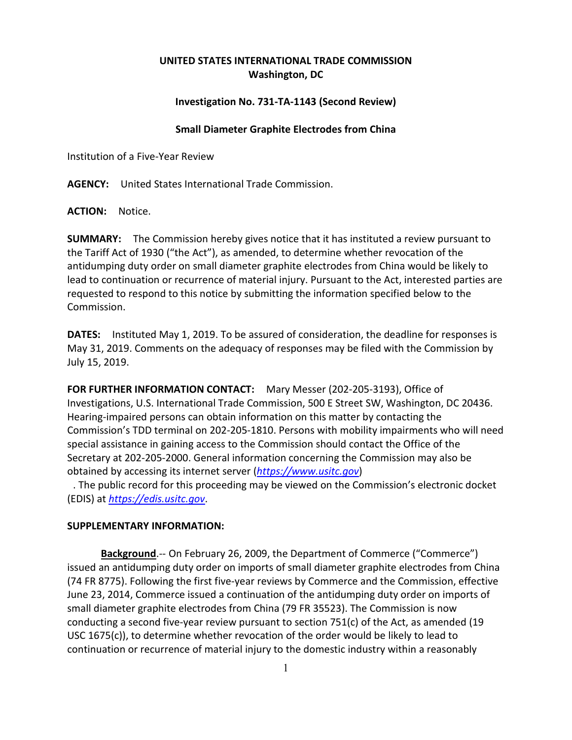**UNITED STATES INTERNATIONAL TRADE COMMISSION**
**Washington, DC**

**Investigation No. 731-TA-1143 (Second Review)**

**Small Diameter Graphite Electrodes from China**

Institution of a Five-Year Review

**AGENCY:** United States International Trade Commission.

**ACTION:** Notice.

**SUMMARY:** The Commission hereby gives notice that it has instituted a review pursuant to the Tariff Act of 1930 ("the Act"), as amended, to determine whether revocation of the antidumping duty order on small diameter graphite electrodes from China would be likely to lead to continuation or recurrence of material injury. Pursuant to the Act, interested parties are requested to respond to this notice by submitting the information specified below to the Commission.

**DATES:** Instituted May 1, 2019. To be assured of consideration, the deadline for responses is May 31, 2019. Comments on the adequacy of responses may be filed with the Commission by July 15, 2019.

**FOR FURTHER INFORMATION CONTACT:** Mary Messer (202-205-3193), Office of Investigations, U.S. International Trade Commission, 500 E Street SW, Washington, DC 20436. Hearing-impaired persons can obtain information on this matter by contacting the Commission's TDD terminal on 202-205-1810. Persons with mobility impairments who will need special assistance in gaining access to the Commission should contact the Office of the Secretary at 202-205-2000. General information concerning the Commission may also be obtained by accessing its internet server (*https://www.usitc.gov*). The public record for this proceeding may be viewed on the Commission's electronic docket (EDIS) at *https://edis.usitc.gov*.

**SUPPLEMENTARY INFORMATION:**

**Background**.-- On February 26, 2009, the Department of Commerce ("Commerce") issued an antidumping duty order on imports of small diameter graphite electrodes from China (74 FR 8775). Following the first five-year reviews by Commerce and the Commission, effective June 23, 2014, Commerce issued a continuation of the antidumping duty order on imports of small diameter graphite electrodes from China (79 FR 35523). The Commission is now conducting a second five-year review pursuant to section 751(c) of the Act, as amended (19 USC 1675(c)), to determine whether revocation of the order would be likely to lead to continuation or recurrence of material injury to the domestic industry within a reasonably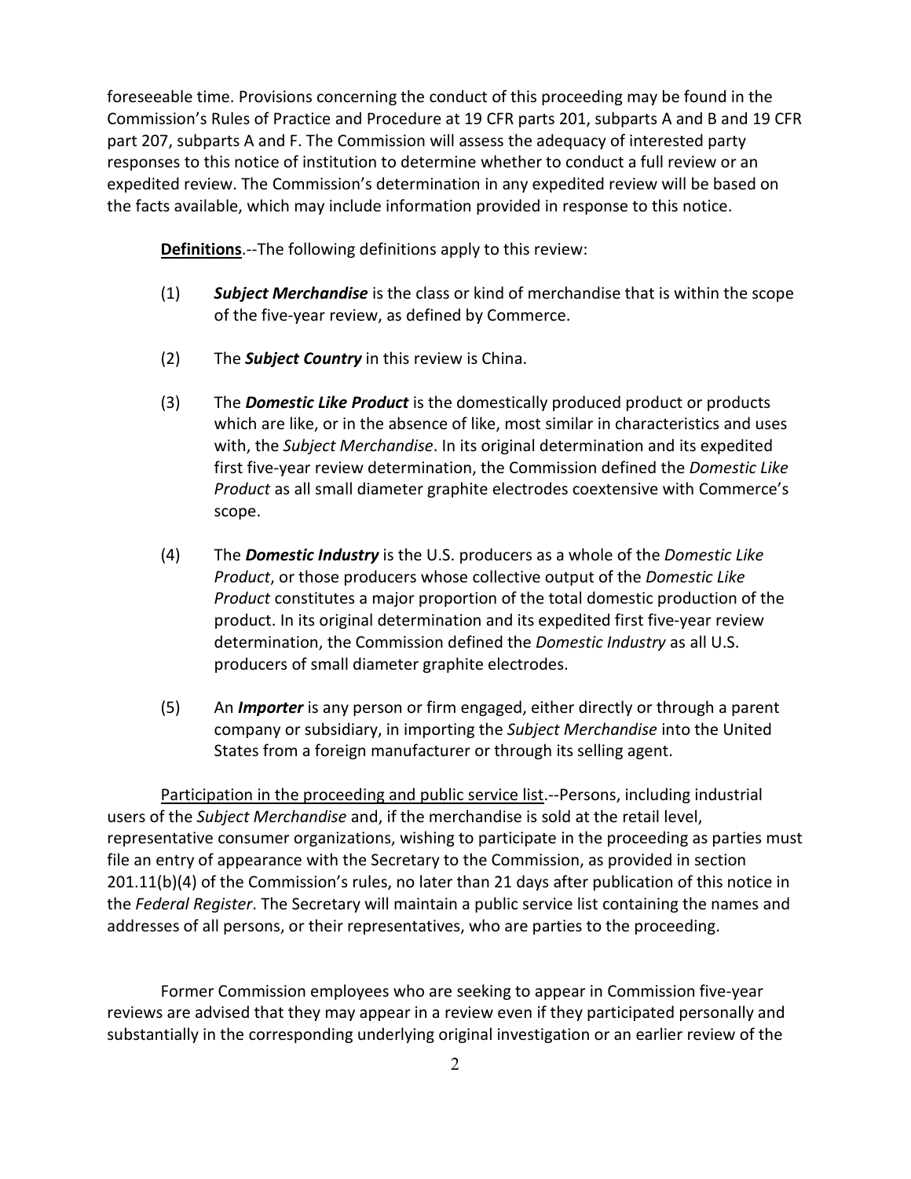foreseeable time. Provisions concerning the conduct of this proceeding may be found in the Commission's Rules of Practice and Procedure at 19 CFR parts 201, subparts A and B and 19 CFR part 207, subparts A and F. The Commission will assess the adequacy of interested party responses to this notice of institution to determine whether to conduct a full review or an expedited review. The Commission's determination in any expedited review will be based on the facts available, which may include information provided in response to this notice.

**Definitions**.--The following definitions apply to this review:

(1) ***Subject Merchandise*** is the class or kind of merchandise that is within the scope of the five-year review, as defined by Commerce.

(2) The ***Subject Country*** in this review is China.

(3) The ***Domestic Like Product*** is the domestically produced product or products which are like, or in the absence of like, most similar in characteristics and uses with, the *Subject Merchandise*. In its original determination and its expedited first five-year review determination, the Commission defined the *Domestic Like Product* as all small diameter graphite electrodes coextensive with Commerce's scope.

(4) The ***Domestic Industry*** is the U.S. producers as a whole of the *Domestic Like Product*, or those producers whose collective output of the *Domestic Like Product* constitutes a major proportion of the total domestic production of the product. In its original determination and its expedited first five-year review determination, the Commission defined the *Domestic Industry* as all U.S. producers of small diameter graphite electrodes.

(5) An ***Importer*** is any person or firm engaged, either directly or through a parent company or subsidiary, in importing the *Subject Merchandise* into the United States from a foreign manufacturer or through its selling agent.

Participation in the proceeding and public service list.--Persons, including industrial users of the *Subject Merchandise* and, if the merchandise is sold at the retail level, representative consumer organizations, wishing to participate in the proceeding as parties must file an entry of appearance with the Secretary to the Commission, as provided in section 201.11(b)(4) of the Commission's rules, no later than 21 days after publication of this notice in the *Federal Register*. The Secretary will maintain a public service list containing the names and addresses of all persons, or their representatives, who are parties to the proceeding.

Former Commission employees who are seeking to appear in Commission five-year reviews are advised that they may appear in a review even if they participated personally and substantially in the corresponding underlying original investigation or an earlier review of the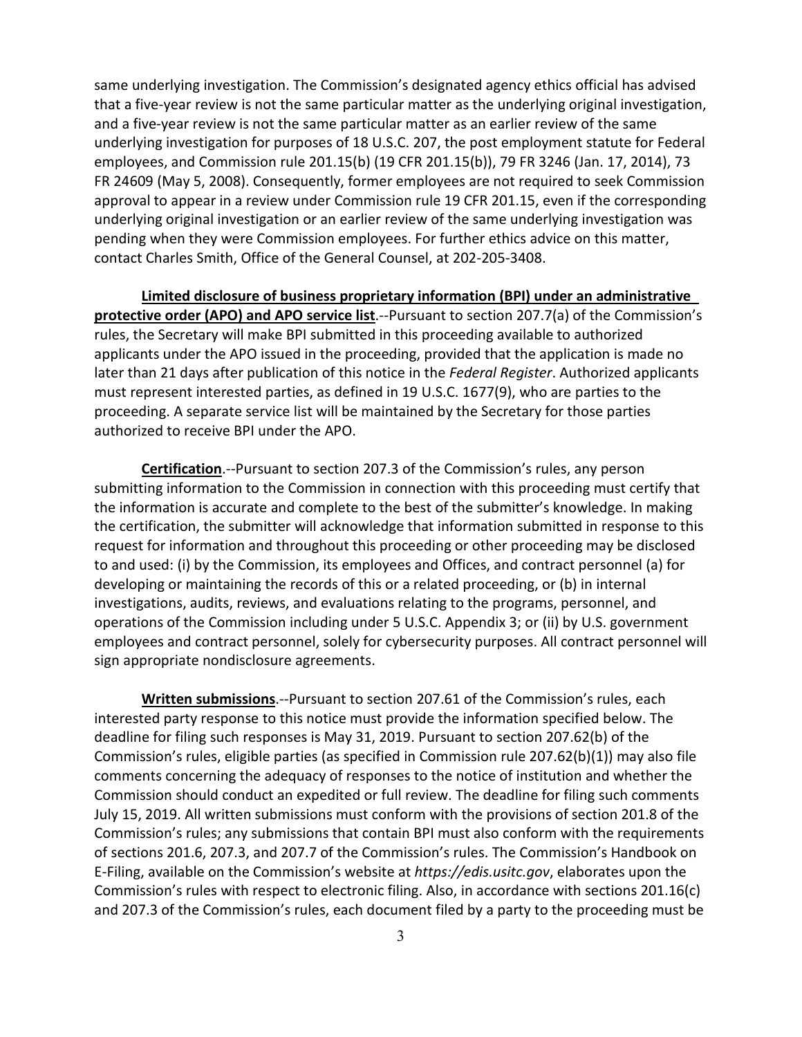same underlying investigation. The Commission's designated agency ethics official has advised that a five-year review is not the same particular matter as the underlying original investigation, and a five-year review is not the same particular matter as an earlier review of the same underlying investigation for purposes of 18 U.S.C. 207, the post employment statute for Federal employees, and Commission rule 201.15(b) (19 CFR 201.15(b)), 79 FR 3246 (Jan. 17, 2014), 73 FR 24609 (May 5, 2008). Consequently, former employees are not required to seek Commission approval to appear in a review under Commission rule 19 CFR 201.15, even if the corresponding underlying original investigation or an earlier review of the same underlying investigation was pending when they were Commission employees. For further ethics advice on this matter, contact Charles Smith, Office of the General Counsel, at 202-205-3408.

**Limited disclosure of business proprietary information (BPI) under an administrative protective order (APO) and APO service list**.--Pursuant to section 207.7(a) of the Commission's rules, the Secretary will make BPI submitted in this proceeding available to authorized applicants under the APO issued in the proceeding, provided that the application is made no later than 21 days after publication of this notice in the *Federal Register*. Authorized applicants must represent interested parties, as defined in 19 U.S.C. 1677(9), who are parties to the proceeding. A separate service list will be maintained by the Secretary for those parties authorized to receive BPI under the APO.

**Certification**.--Pursuant to section 207.3 of the Commission's rules, any person submitting information to the Commission in connection with this proceeding must certify that the information is accurate and complete to the best of the submitter's knowledge. In making the certification, the submitter will acknowledge that information submitted in response to this request for information and throughout this proceeding or other proceeding may be disclosed to and used: (i) by the Commission, its employees and Offices, and contract personnel (a) for developing or maintaining the records of this or a related proceeding, or (b) in internal investigations, audits, reviews, and evaluations relating to the programs, personnel, and operations of the Commission including under 5 U.S.C. Appendix 3; or (ii) by U.S. government employees and contract personnel, solely for cybersecurity purposes. All contract personnel will sign appropriate nondisclosure agreements.

**Written submissions**.--Pursuant to section 207.61 of the Commission's rules, each interested party response to this notice must provide the information specified below. The deadline for filing such responses is May 31, 2019. Pursuant to section 207.62(b) of the Commission's rules, eligible parties (as specified in Commission rule 207.62(b)(1)) may also file comments concerning the adequacy of responses to the notice of institution and whether the Commission should conduct an expedited or full review. The deadline for filing such comments July 15, 2019. All written submissions must conform with the provisions of section 201.8 of the Commission's rules; any submissions that contain BPI must also conform with the requirements of sections 201.6, 207.3, and 207.7 of the Commission's rules. The Commission's Handbook on E-Filing, available on the Commission's website at *https://edis.usitc.gov*, elaborates upon the Commission's rules with respect to electronic filing. Also, in accordance with sections 201.16(c) and 207.3 of the Commission's rules, each document filed by a party to the proceeding must be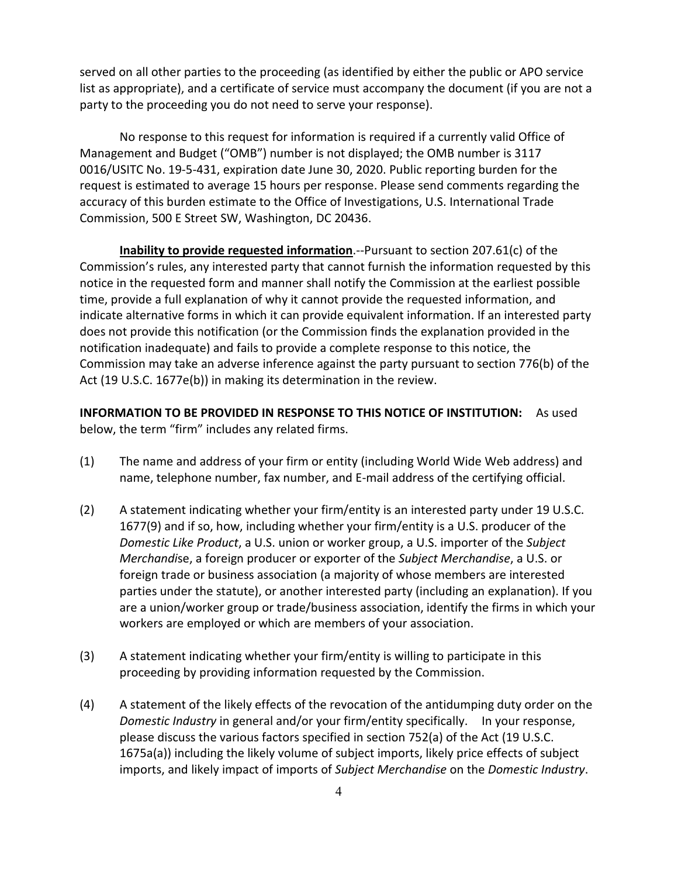served on all other parties to the proceeding (as identified by either the public or APO service list as appropriate), and a certificate of service must accompany the document (if you are not a party to the proceeding you do not need to serve your response).

No response to this request for information is required if a currently valid Office of Management and Budget ("OMB") number is not displayed; the OMB number is 3117 0016/USITC No. 19-5-431, expiration date June 30, 2020. Public reporting burden for the request is estimated to average 15 hours per response. Please send comments regarding the accuracy of this burden estimate to the Office of Investigations, U.S. International Trade Commission, 500 E Street SW, Washington, DC 20436.

**Inability to provide requested information**.--Pursuant to section 207.61(c) of the Commission's rules, any interested party that cannot furnish the information requested by this notice in the requested form and manner shall notify the Commission at the earliest possible time, provide a full explanation of why it cannot provide the requested information, and indicate alternative forms in which it can provide equivalent information. If an interested party does not provide this notification (or the Commission finds the explanation provided in the notification inadequate) and fails to provide a complete response to this notice, the Commission may take an adverse inference against the party pursuant to section 776(b) of the Act (19 U.S.C. 1677e(b)) in making its determination in the review.

**INFORMATION TO BE PROVIDED IN RESPONSE TO THIS NOTICE OF INSTITUTION:** As used below, the term "firm" includes any related firms.

(1) The name and address of your firm or entity (including World Wide Web address) and name, telephone number, fax number, and E-mail address of the certifying official.

(2) A statement indicating whether your firm/entity is an interested party under 19 U.S.C. 1677(9) and if so, how, including whether your firm/entity is a U.S. producer of the *Domestic Like Product*, a U.S. union or worker group, a U.S. importer of the *Subject Merchandise*, a foreign producer or exporter of the *Subject Merchandise*, a U.S. or foreign trade or business association (a majority of whose members are interested parties under the statute), or another interested party (including an explanation). If you are a union/worker group or trade/business association, identify the firms in which your workers are employed or which are members of your association.

(3) A statement indicating whether your firm/entity is willing to participate in this proceeding by providing information requested by the Commission.

(4) A statement of the likely effects of the revocation of the antidumping duty order on the *Domestic Industry* in general and/or your firm/entity specifically. In your response, please discuss the various factors specified in section 752(a) of the Act (19 U.S.C. 1675a(a)) including the likely volume of subject imports, likely price effects of subject imports, and likely impact of imports of *Subject Merchandise* on the *Domestic Industry*.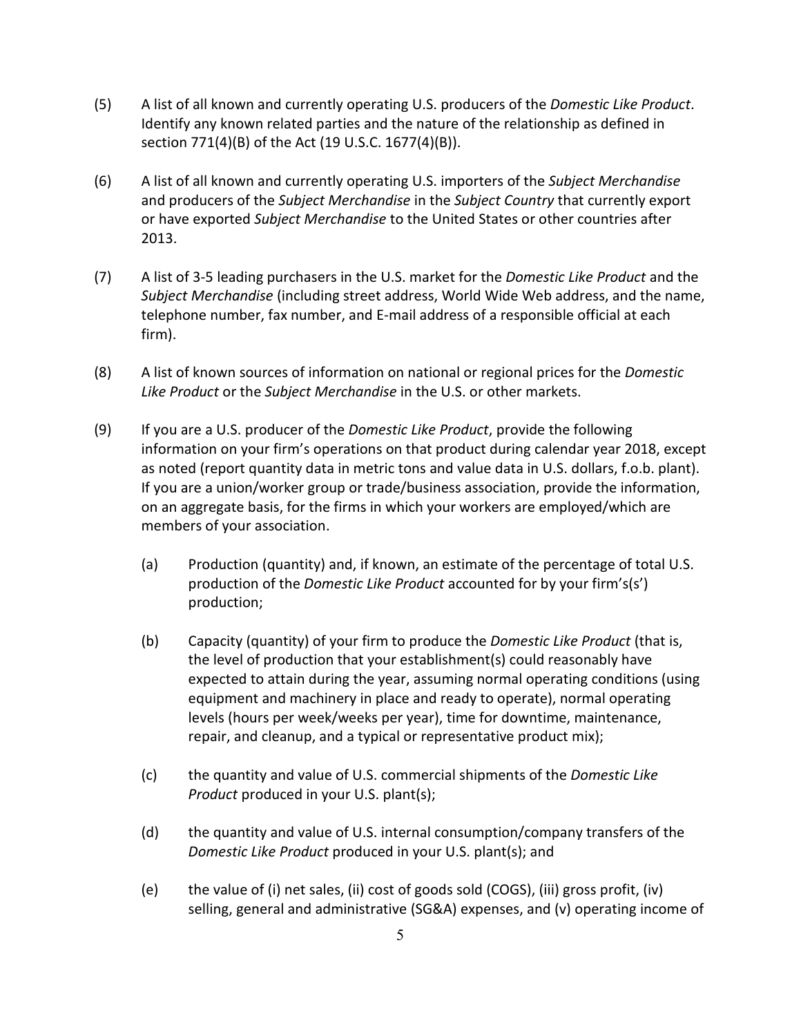(5) A list of all known and currently operating U.S. producers of the *Domestic Like Product*. Identify any known related parties and the nature of the relationship as defined in section 771(4)(B) of the Act (19 U.S.C. 1677(4)(B)).

(6) A list of all known and currently operating U.S. importers of the *Subject Merchandise* and producers of the *Subject Merchandise* in the *Subject Country* that currently export or have exported *Subject Merchandise* to the United States or other countries after 2013.

(7) A list of 3-5 leading purchasers in the U.S. market for the *Domestic Like Product* and the *Subject Merchandise* (including street address, World Wide Web address, and the name, telephone number, fax number, and E-mail address of a responsible official at each firm).

(8) A list of known sources of information on national or regional prices for the *Domestic Like Product* or the *Subject Merchandise* in the U.S. or other markets.

(9) If you are a U.S. producer of the *Domestic Like Product*, provide the following information on your firm's operations on that product during calendar year 2018, except as noted (report quantity data in metric tons and value data in U.S. dollars, f.o.b. plant). If you are a union/worker group or trade/business association, provide the information, on an aggregate basis, for the firms in which your workers are employed/which are members of your association.

   (a) Production (quantity) and, if known, an estimate of the percentage of total U.S. production of the *Domestic Like Product* accounted for by your firm's(s') production;

   (b) Capacity (quantity) of your firm to produce the *Domestic Like Product* (that is, the level of production that your establishment(s) could reasonably have expected to attain during the year, assuming normal operating conditions (using equipment and machinery in place and ready to operate), normal operating levels (hours per week/weeks per year), time for downtime, maintenance, repair, and cleanup, and a typical or representative product mix);

   (c) the quantity and value of U.S. commercial shipments of the *Domestic Like Product* produced in your U.S. plant(s);

   (d) the quantity and value of U.S. internal consumption/company transfers of the *Domestic Like Product* produced in your U.S. plant(s); and

   (e) the value of (i) net sales, (ii) cost of goods sold (COGS), (iii) gross profit, (iv) selling, general and administrative (SG&A) expenses, and (v) operating income of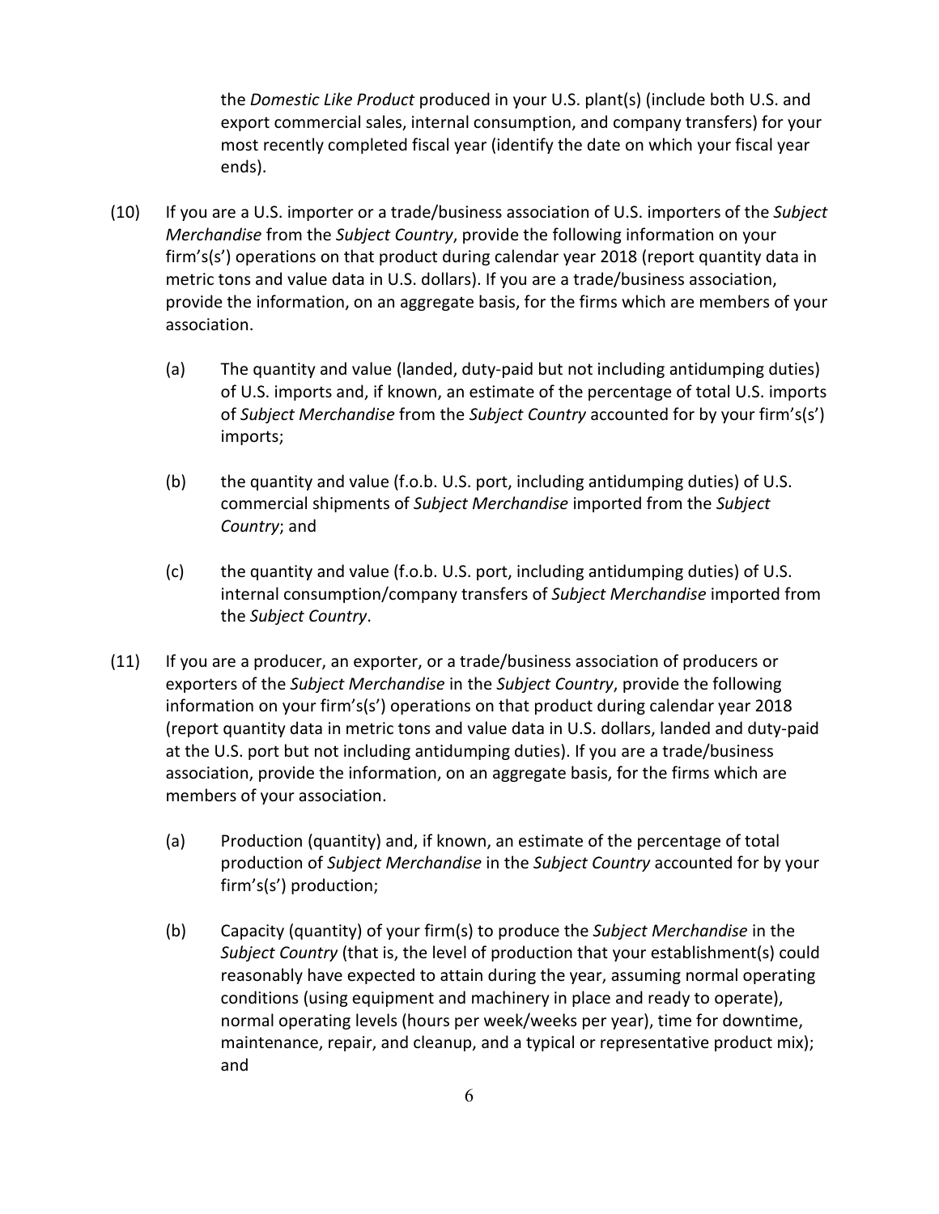the *Domestic Like Product* produced in your U.S. plant(s) (include both U.S. and export commercial sales, internal consumption, and company transfers) for your most recently completed fiscal year (identify the date on which your fiscal year ends).

(10) If you are a U.S. importer or a trade/business association of U.S. importers of the *Subject Merchandise* from the *Subject Country*, provide the following information on your firm's(s') operations on that product during calendar year 2018 (report quantity data in metric tons and value data in U.S. dollars). If you are a trade/business association, provide the information, on an aggregate basis, for the firms which are members of your association.

   (a) The quantity and value (landed, duty-paid but not including antidumping duties) of U.S. imports and, if known, an estimate of the percentage of total U.S. imports of *Subject Merchandise* from the *Subject Country* accounted for by your firm's(s') imports;

   (b) the quantity and value (f.o.b. U.S. port, including antidumping duties) of U.S. commercial shipments of *Subject Merchandise* imported from the *Subject Country*; and

   (c) the quantity and value (f.o.b. U.S. port, including antidumping duties) of U.S. internal consumption/company transfers of *Subject Merchandise* imported from the *Subject Country*.

(11) If you are a producer, an exporter, or a trade/business association of producers or exporters of the *Subject Merchandise* in the *Subject Country*, provide the following information on your firm's(s') operations on that product during calendar year 2018 (report quantity data in metric tons and value data in U.S. dollars, landed and duty-paid at the U.S. port but not including antidumping duties). If you are a trade/business association, provide the information, on an aggregate basis, for the firms which are members of your association.

   (a) Production (quantity) and, if known, an estimate of the percentage of total production of *Subject Merchandise* in the *Subject Country* accounted for by your firm's(s') production;

   (b) Capacity (quantity) of your firm(s) to produce the *Subject Merchandise* in the *Subject Country* (that is, the level of production that your establishment(s) could reasonably have expected to attain during the year, assuming normal operating conditions (using equipment and machinery in place and ready to operate), normal operating levels (hours per week/weeks per year), time for downtime, maintenance, repair, and cleanup, and a typical or representative product mix); and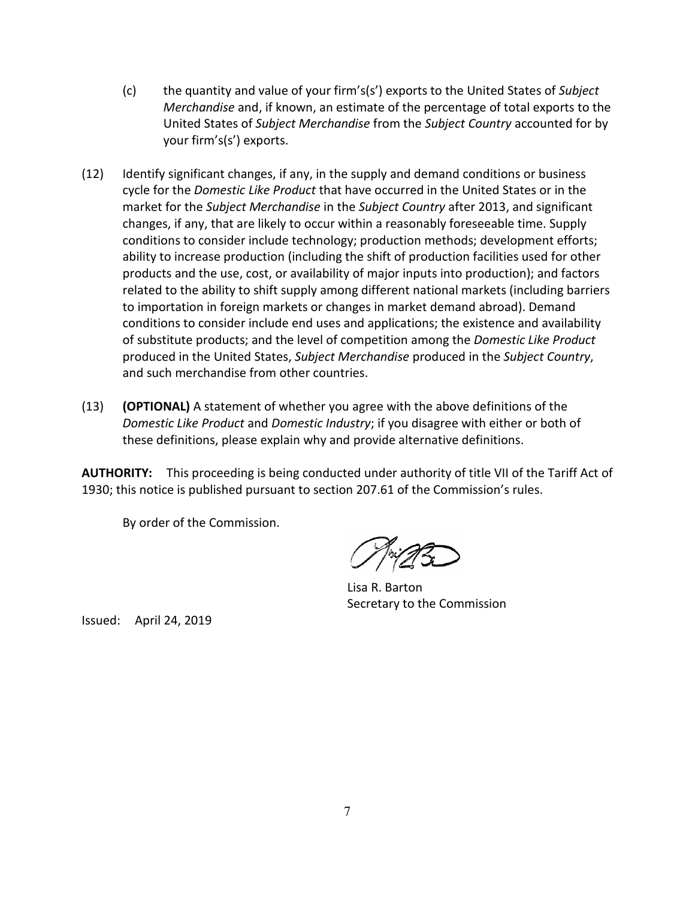(c) the quantity and value of your firm's(s') exports to the United States of *Subject Merchandise* and, if known, an estimate of the percentage of total exports to the United States of *Subject Merchandise* from the *Subject Country* accounted for by your firm's(s') exports.

(12) Identify significant changes, if any, in the supply and demand conditions or business cycle for the *Domestic Like Product* that have occurred in the United States or in the market for the *Subject Merchandise* in the *Subject Country* after 2013, and significant changes, if any, that are likely to occur within a reasonably foreseeable time. Supply conditions to consider include technology; production methods; development efforts; ability to increase production (including the shift of production facilities used for other products and the use, cost, or availability of major inputs into production); and factors related to the ability to shift supply among different national markets (including barriers to importation in foreign markets or changes in market demand abroad). Demand conditions to consider include end uses and applications; the existence and availability of substitute products; and the level of competition among the *Domestic Like Product* produced in the United States, *Subject Merchandise* produced in the *Subject Country*, and such merchandise from other countries.

(13) **(OPTIONAL)** A statement of whether you agree with the above definitions of the *Domestic Like Product* and *Domestic Industry*; if you disagree with either or both of these definitions, please explain why and provide alternative definitions.

**AUTHORITY:** This proceeding is being conducted under authority of title VII of the Tariff Act of 1930; this notice is published pursuant to section 207.61 of the Commission's rules.

By order of the Commission.

Lisa R. Barton
Secretary to the Commission

Issued: April 24, 2019